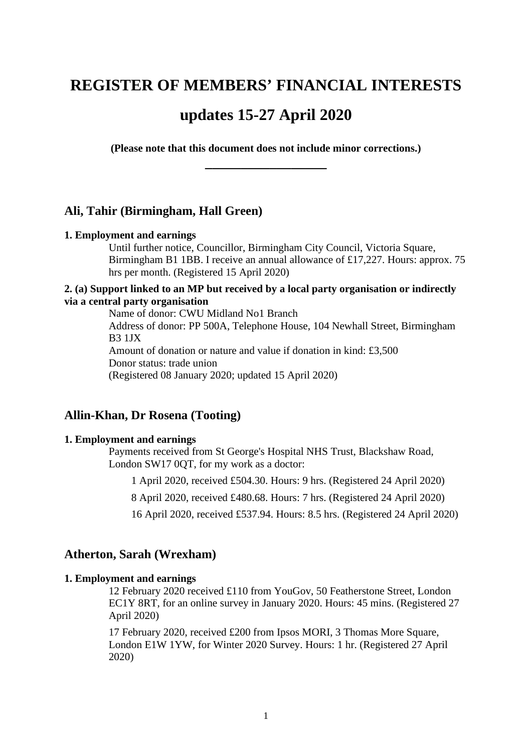# REGISTER OF MEMBERS' FINANCIAL INTERESTS

# updates 15-27 April 2020

**(Please note that this document does not include minor corrections.)**

---

## Ali, Tahir (Birmingham, Hall Green)

**1. Employment and earnings**

Until further notice, Councillor, Birmingham City Council, Victoria Square, Birmingham B1 1BB. I receive an annual allowance of £17,227. Hours: approx. 75 hrs per month. (Registered 15 April 2020)

**2. (a) Support linked to an MP but received by a local party organisation or indirectly via a central party organisation**

Name of donor: CWU Midland No1 Branch
Address of donor: PP 500A, Telephone House, 104 Newhall Street, Birmingham B3 1JX
Amount of donation or nature and value if donation in kind: £3,500
Donor status: trade union
(Registered 08 January 2020; updated 15 April 2020)

## Allin-Khan, Dr Rosena (Tooting)

**1. Employment and earnings**

Payments received from St George's Hospital NHS Trust, Blackshaw Road, London SW17 0QT, for my work as a doctor:

1 April 2020, received £504.30. Hours: 9 hrs. (Registered 24 April 2020)

8 April 2020, received £480.68. Hours: 7 hrs. (Registered 24 April 2020)

16 April 2020, received £537.94. Hours: 8.5 hrs. (Registered 24 April 2020)

## Atherton, Sarah (Wrexham)

**1. Employment and earnings**

12 February 2020 received £110 from YouGov, 50 Featherstone Street, London EC1Y 8RT, for an online survey in January 2020. Hours: 45 mins. (Registered 27 April 2020)

17 February 2020, received £200 from Ipsos MORI, 3 Thomas More Square, London E1W 1YW, for Winter 2020 Survey. Hours: 1 hr. (Registered 27 April 2020)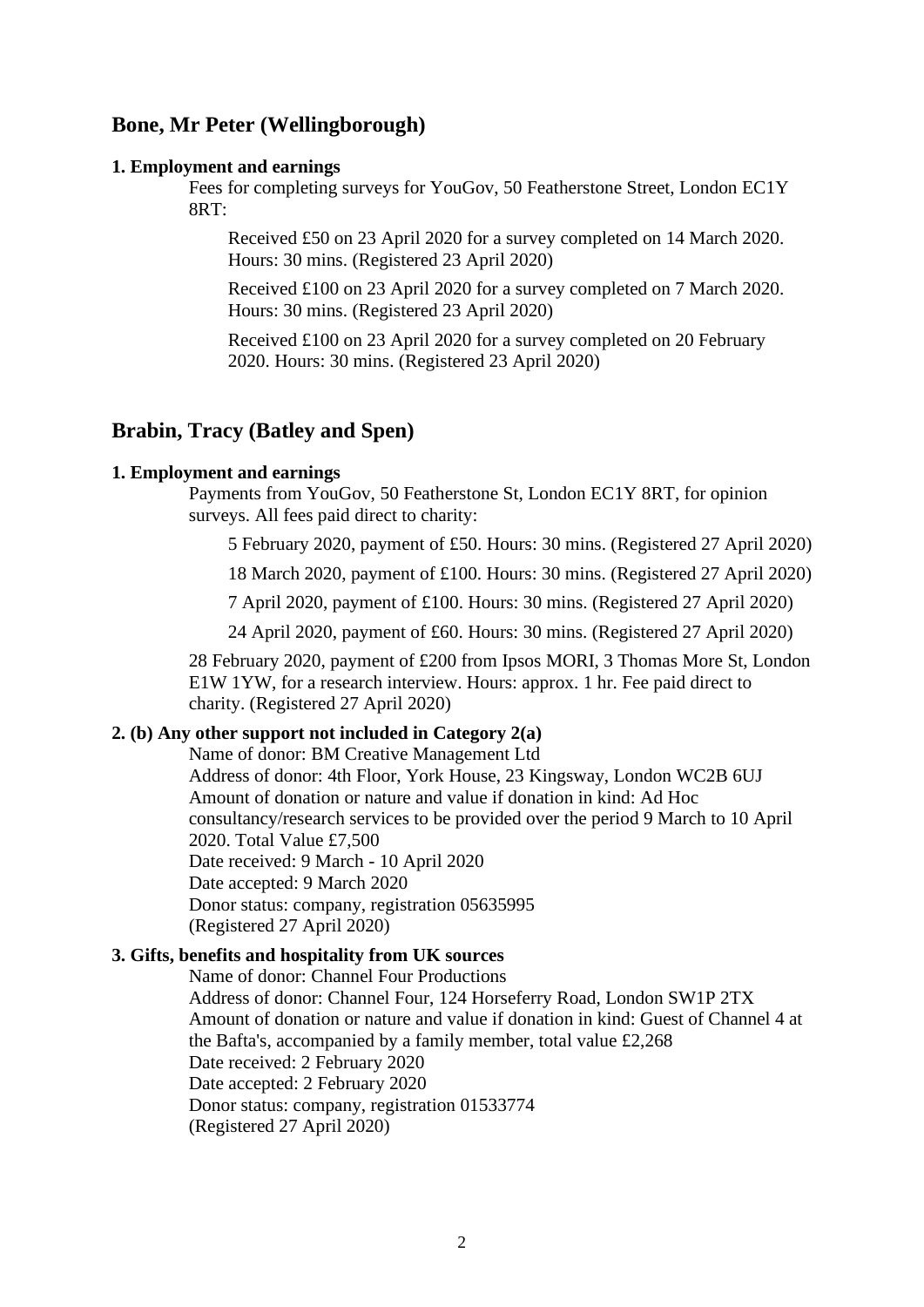## Bone, Mr Peter (Wellingborough)

### 1. Employment and earnings

Fees for completing surveys for YouGov, 50 Featherstone Street, London EC1Y 8RT:

Received £50 on 23 April 2020 for a survey completed on 14 March 2020. Hours: 30 mins. (Registered 23 April 2020)

Received £100 on 23 April 2020 for a survey completed on 7 March 2020. Hours: 30 mins. (Registered 23 April 2020)

Received £100 on 23 April 2020 for a survey completed on 20 February 2020. Hours: 30 mins. (Registered 23 April 2020)

## Brabin, Tracy (Batley and Spen)

### 1. Employment and earnings

Payments from YouGov, 50 Featherstone St, London EC1Y 8RT, for opinion surveys. All fees paid direct to charity:

5 February 2020, payment of £50. Hours: 30 mins. (Registered 27 April 2020)

18 March 2020, payment of £100. Hours: 30 mins. (Registered 27 April 2020)

7 April 2020, payment of £100. Hours: 30 mins. (Registered 27 April 2020)

24 April 2020, payment of £60. Hours: 30 mins. (Registered 27 April 2020)

28 February 2020, payment of £200 from Ipsos MORI, 3 Thomas More St, London E1W 1YW, for a research interview. Hours: approx. 1 hr. Fee paid direct to charity. (Registered 27 April 2020)

### 2. (b) Any other support not included in Category 2(a)

Name of donor: BM Creative Management Ltd
Address of donor: 4th Floor, York House, 23 Kingsway, London WC2B 6UJ
Amount of donation or nature and value if donation in kind: Ad Hoc consultancy/research services to be provided over the period 9 March to 10 April 2020. Total Value £7,500
Date received: 9 March - 10 April 2020
Date accepted: 9 March 2020
Donor status: company, registration 05635995
(Registered 27 April 2020)

### 3. Gifts, benefits and hospitality from UK sources

Name of donor: Channel Four Productions
Address of donor: Channel Four, 124 Horseferry Road, London SW1P 2TX
Amount of donation or nature and value if donation in kind: Guest of Channel 4 at the Bafta's, accompanied by a family member, total value £2,268
Date received: 2 February 2020
Date accepted: 2 February 2020
Donor status: company, registration 01533774
(Registered 27 April 2020)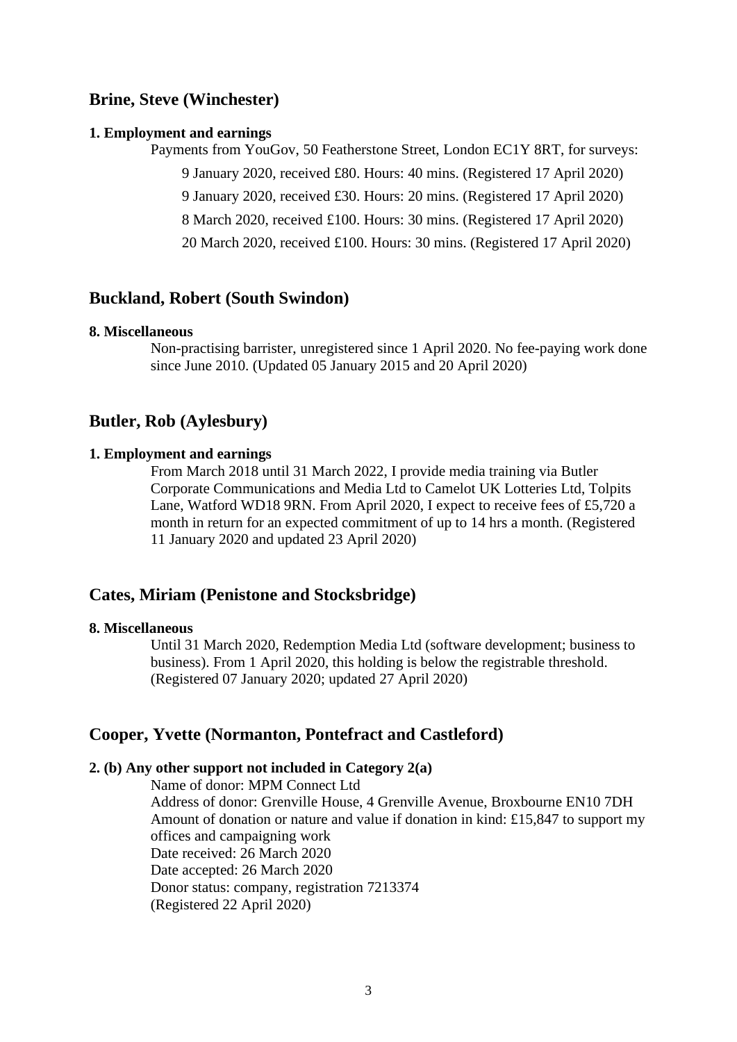## Brine, Steve (Winchester)

**1. Employment and earnings**

Payments from YouGov, 50 Featherstone Street, London EC1Y 8RT, for surveys:

9 January 2020, received £80. Hours: 40 mins. (Registered 17 April 2020)

9 January 2020, received £30. Hours: 20 mins. (Registered 17 April 2020)

8 March 2020, received £100. Hours: 30 mins. (Registered 17 April 2020)

20 March 2020, received £100. Hours: 30 mins. (Registered 17 April 2020)

## Buckland, Robert (South Swindon)

**8. Miscellaneous**

Non-practising barrister, unregistered since 1 April 2020. No fee-paying work done since June 2010. (Updated 05 January 2015 and 20 April 2020)

## Butler, Rob (Aylesbury)

**1. Employment and earnings**

From March 2018 until 31 March 2022, I provide media training via Butler Corporate Communications and Media Ltd to Camelot UK Lotteries Ltd, Tolpits Lane, Watford WD18 9RN. From April 2020, I expect to receive fees of £5,720 a month in return for an expected commitment of up to 14 hrs a month. (Registered 11 January 2020 and updated 23 April 2020)

## Cates, Miriam (Penistone and Stocksbridge)

**8. Miscellaneous**

Until 31 March 2020, Redemption Media Ltd (software development; business to business). From 1 April 2020, this holding is below the registrable threshold. (Registered 07 January 2020; updated 27 April 2020)

## Cooper, Yvette (Normanton, Pontefract and Castleford)

**2. (b) Any other support not included in Category 2(a)**

Name of donor: MPM Connect Ltd
Address of donor: Grenville House, 4 Grenville Avenue, Broxbourne EN10 7DH
Amount of donation or nature and value if donation in kind: £15,847 to support my offices and campaigning work
Date received: 26 March 2020
Date accepted: 26 March 2020
Donor status: company, registration 7213374
(Registered 22 April 2020)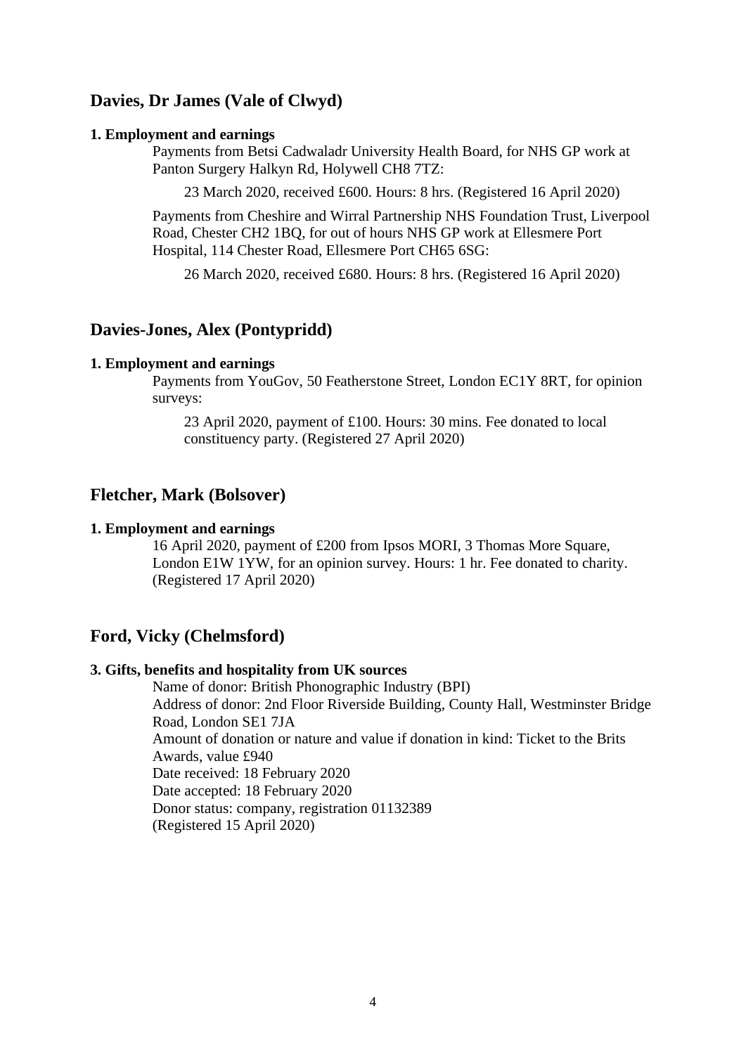## Davies, Dr James (Vale of Clwyd)

**1. Employment and earnings**

Payments from Betsi Cadwaladr University Health Board, for NHS GP work at Panton Surgery Halkyn Rd, Holywell CH8 7TZ:

23 March 2020, received £600. Hours: 8 hrs. (Registered 16 April 2020)

Payments from Cheshire and Wirral Partnership NHS Foundation Trust, Liverpool Road, Chester CH2 1BQ, for out of hours NHS GP work at Ellesmere Port Hospital, 114 Chester Road, Ellesmere Port CH65 6SG:

26 March 2020, received £680. Hours: 8 hrs. (Registered 16 April 2020)

## Davies-Jones, Alex (Pontypridd)

**1. Employment and earnings**

Payments from YouGov, 50 Featherstone Street, London EC1Y 8RT, for opinion surveys:

23 April 2020, payment of £100. Hours: 30 mins. Fee donated to local constituency party. (Registered 27 April 2020)

## Fletcher, Mark (Bolsover)

**1. Employment and earnings**

16 April 2020, payment of £200 from Ipsos MORI, 3 Thomas More Square, London E1W 1YW, for an opinion survey. Hours: 1 hr. Fee donated to charity. (Registered 17 April 2020)

## Ford, Vicky (Chelmsford)

**3. Gifts, benefits and hospitality from UK sources**

Name of donor: British Phonographic Industry (BPI)
Address of donor: 2nd Floor Riverside Building, County Hall, Westminster Bridge Road, London SE1 7JA
Amount of donation or nature and value if donation in kind: Ticket to the Brits Awards, value £940
Date received: 18 February 2020
Date accepted: 18 February 2020
Donor status: company, registration 01132389
(Registered 15 April 2020)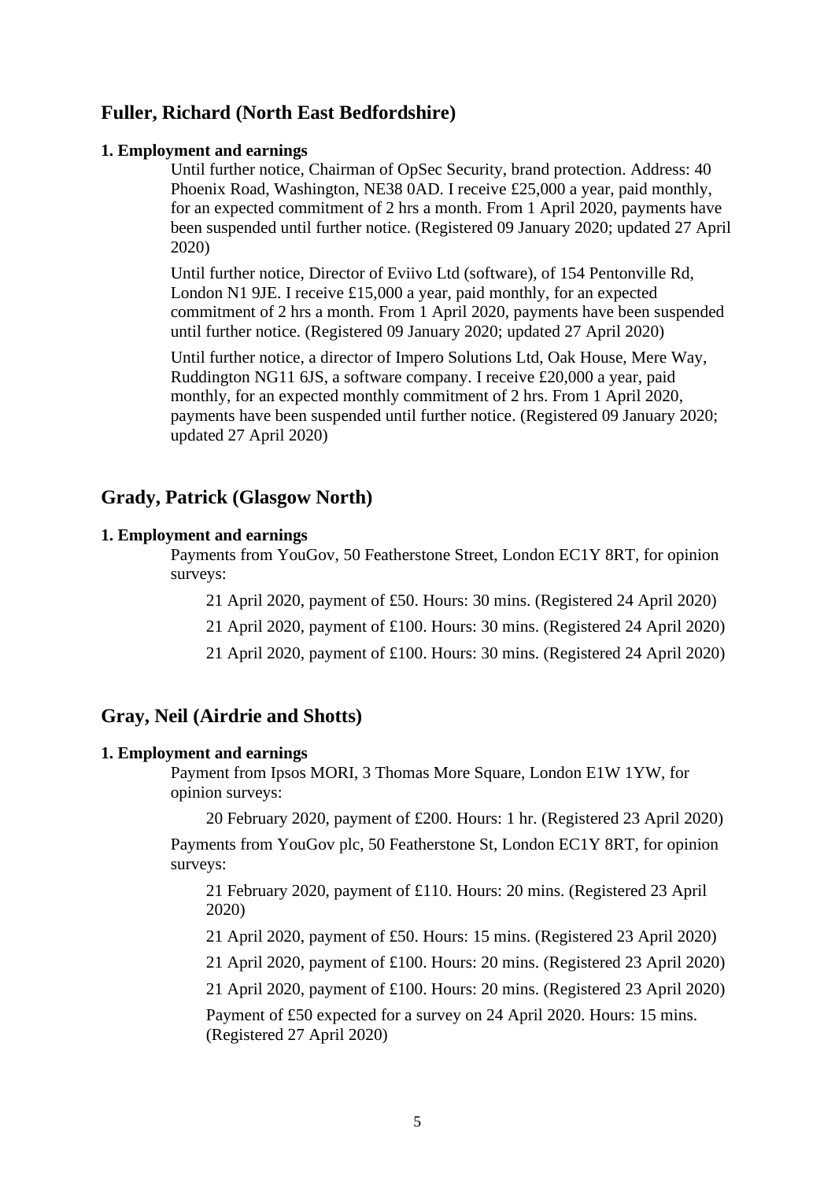## Fuller, Richard (North East Bedfordshire)

**1. Employment and earnings**

Until further notice, Chairman of OpSec Security, brand protection. Address: 40 Phoenix Road, Washington, NE38 0AD. I receive £25,000 a year, paid monthly, for an expected commitment of 2 hrs a month. From 1 April 2020, payments have been suspended until further notice. (Registered 09 January 2020; updated 27 April 2020)

Until further notice, Director of Eviivo Ltd (software), of 154 Pentonville Rd, London N1 9JE. I receive £15,000 a year, paid monthly, for an expected commitment of 2 hrs a month. From 1 April 2020, payments have been suspended until further notice. (Registered 09 January 2020; updated 27 April 2020)

Until further notice, a director of Impero Solutions Ltd, Oak House, Mere Way, Ruddington NG11 6JS, a software company. I receive £20,000 a year, paid monthly, for an expected monthly commitment of 2 hrs. From 1 April 2020, payments have been suspended until further notice. (Registered 09 January 2020; updated 27 April 2020)

## Grady, Patrick (Glasgow North)

**1. Employment and earnings**

Payments from YouGov, 50 Featherstone Street, London EC1Y 8RT, for opinion surveys:

21 April 2020, payment of £50. Hours: 30 mins. (Registered 24 April 2020)

21 April 2020, payment of £100. Hours: 30 mins. (Registered 24 April 2020)

21 April 2020, payment of £100. Hours: 30 mins. (Registered 24 April 2020)

## Gray, Neil (Airdrie and Shotts)

**1. Employment and earnings**

Payment from Ipsos MORI, 3 Thomas More Square, London E1W 1YW, for opinion surveys:

20 February 2020, payment of £200. Hours: 1 hr. (Registered 23 April 2020)

Payments from YouGov plc, 50 Featherstone St, London EC1Y 8RT, for opinion surveys:

21 February 2020, payment of £110. Hours: 20 mins. (Registered 23 April 2020)

21 April 2020, payment of £50. Hours: 15 mins. (Registered 23 April 2020)

21 April 2020, payment of £100. Hours: 20 mins. (Registered 23 April 2020)

21 April 2020, payment of £100. Hours: 20 mins. (Registered 23 April 2020)

Payment of £50 expected for a survey on 24 April 2020. Hours: 15 mins. (Registered 27 April 2020)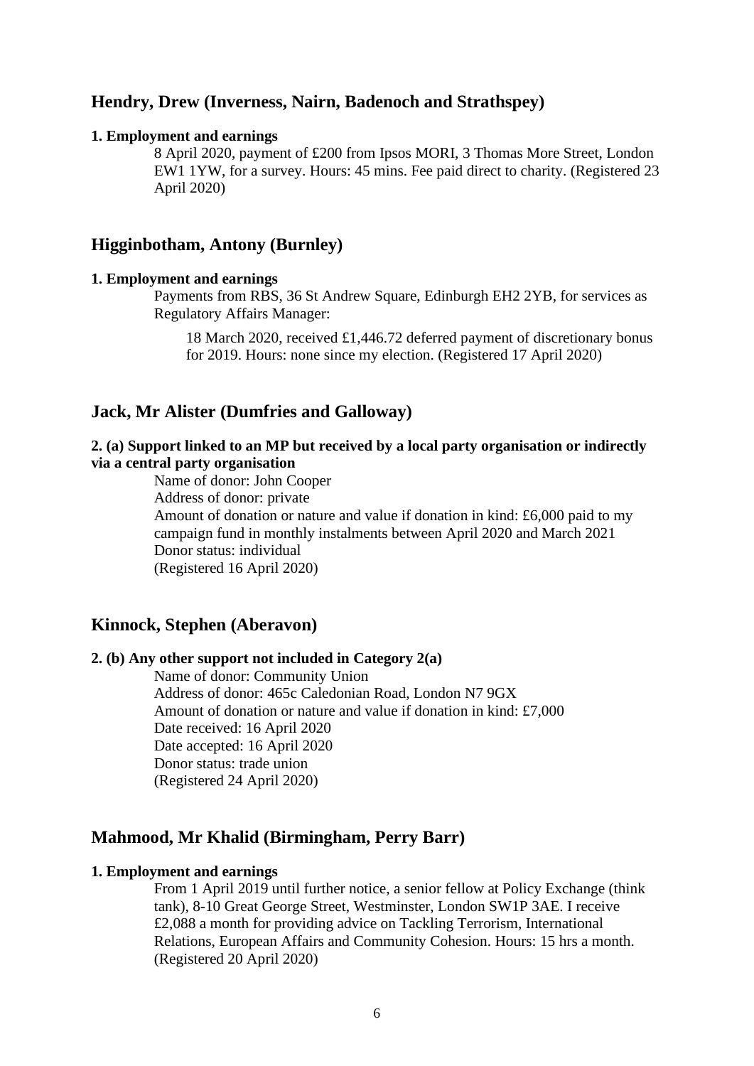## Hendry, Drew (Inverness, Nairn, Badenoch and Strathspey)

**1. Employment and earnings**

8 April 2020, payment of £200 from Ipsos MORI, 3 Thomas More Street, London EW1 1YW, for a survey. Hours: 45 mins. Fee paid direct to charity. (Registered 23 April 2020)

## Higginbotham, Antony (Burnley)

**1. Employment and earnings**

Payments from RBS, 36 St Andrew Square, Edinburgh EH2 2YB, for services as Regulatory Affairs Manager:

18 March 2020, received £1,446.72 deferred payment of discretionary bonus for 2019. Hours: none since my election. (Registered 17 April 2020)

## Jack, Mr Alister (Dumfries and Galloway)

**2. (a) Support linked to an MP but received by a local party organisation or indirectly via a central party organisation**

Name of donor: John Cooper
Address of donor: private
Amount of donation or nature and value if donation in kind: £6,000 paid to my campaign fund in monthly instalments between April 2020 and March 2021
Donor status: individual
(Registered 16 April 2020)

## Kinnock, Stephen (Aberavon)

**2. (b) Any other support not included in Category 2(a)**

Name of donor: Community Union
Address of donor: 465c Caledonian Road, London N7 9GX
Amount of donation or nature and value if donation in kind: £7,000
Date received: 16 April 2020
Date accepted: 16 April 2020
Donor status: trade union
(Registered 24 April 2020)

## Mahmood, Mr Khalid (Birmingham, Perry Barr)

**1. Employment and earnings**

From 1 April 2019 until further notice, a senior fellow at Policy Exchange (think tank), 8-10 Great George Street, Westminster, London SW1P 3AE. I receive £2,088 a month for providing advice on Tackling Terrorism, International Relations, European Affairs and Community Cohesion. Hours: 15 hrs a month. (Registered 20 April 2020)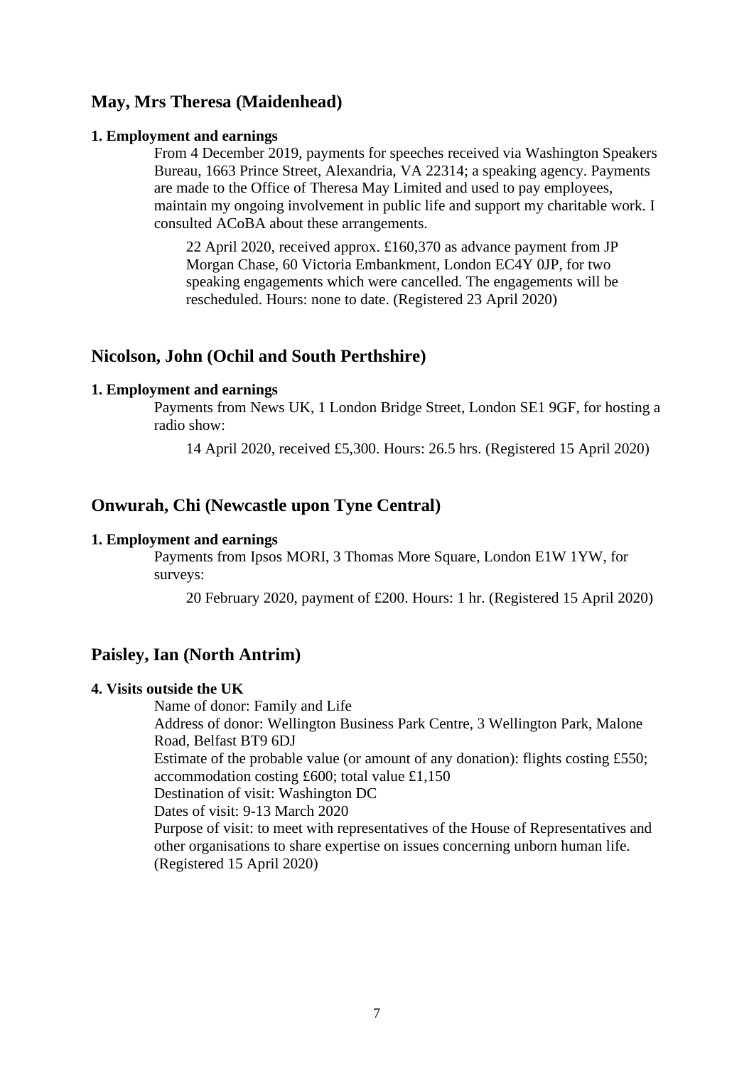## May, Mrs Theresa (Maidenhead)

**1. Employment and earnings**

From 4 December 2019, payments for speeches received via Washington Speakers Bureau, 1663 Prince Street, Alexandria, VA 22314; a speaking agency. Payments are made to the Office of Theresa May Limited and used to pay employees, maintain my ongoing involvement in public life and support my charitable work. I consulted ACoBA about these arrangements.

> 22 April 2020, received approx. £160,370 as advance payment from JP Morgan Chase, 60 Victoria Embankment, London EC4Y 0JP, for two speaking engagements which were cancelled. The engagements will be rescheduled. Hours: none to date. (Registered 23 April 2020)

## Nicolson, John (Ochil and South Perthshire)

**1. Employment and earnings**

Payments from News UK, 1 London Bridge Street, London SE1 9GF, for hosting a radio show:

> 14 April 2020, received £5,300. Hours: 26.5 hrs. (Registered 15 April 2020)

## Onwurah, Chi (Newcastle upon Tyne Central)

**1. Employment and earnings**

Payments from Ipsos MORI, 3 Thomas More Square, London E1W 1YW, for surveys:

> 20 February 2020, payment of £200. Hours: 1 hr. (Registered 15 April 2020)

## Paisley, Ian (North Antrim)

**4. Visits outside the UK**

Name of donor: Family and Life
Address of donor: Wellington Business Park Centre, 3 Wellington Park, Malone Road, Belfast BT9 6DJ
Estimate of the probable value (or amount of any donation): flights costing £550; accommodation costing £600; total value £1,150
Destination of visit: Washington DC
Dates of visit: 9-13 March 2020
Purpose of visit: to meet with representatives of the House of Representatives and other organisations to share expertise on issues concerning unborn human life.
(Registered 15 April 2020)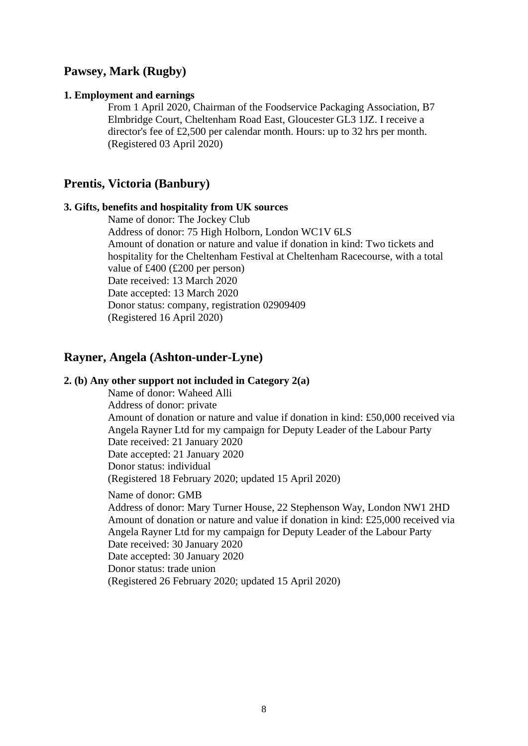## Pawsey, Mark (Rugby)

**1. Employment and earnings**

From 1 April 2020, Chairman of the Foodservice Packaging Association, B7 Elmbridge Court, Cheltenham Road East, Gloucester GL3 1JZ. I receive a director's fee of £2,500 per calendar month. Hours: up to 32 hrs per month. (Registered 03 April 2020)

## Prentis, Victoria (Banbury)

**3. Gifts, benefits and hospitality from UK sources**

Name of donor: The Jockey Club
Address of donor: 75 High Holborn, London WC1V 6LS
Amount of donation or nature and value if donation in kind: Two tickets and hospitality for the Cheltenham Festival at Cheltenham Racecourse, with a total value of £400 (£200 per person)
Date received: 13 March 2020
Date accepted: 13 March 2020
Donor status: company, registration 02909409
(Registered 16 April 2020)

## Rayner, Angela (Ashton-under-Lyne)

**2. (b) Any other support not included in Category 2(a)**

Name of donor: Waheed Alli
Address of donor: private
Amount of donation or nature and value if donation in kind: £50,000 received via Angela Rayner Ltd for my campaign for Deputy Leader of the Labour Party
Date received: 21 January 2020
Date accepted: 21 January 2020
Donor status: individual
(Registered 18 February 2020; updated 15 April 2020)

Name of donor: GMB
Address of donor: Mary Turner House, 22 Stephenson Way, London NW1 2HD
Amount of donation or nature and value if donation in kind: £25,000 received via Angela Rayner Ltd for my campaign for Deputy Leader of the Labour Party
Date received: 30 January 2020
Date accepted: 30 January 2020
Donor status: trade union
(Registered 26 February 2020; updated 15 April 2020)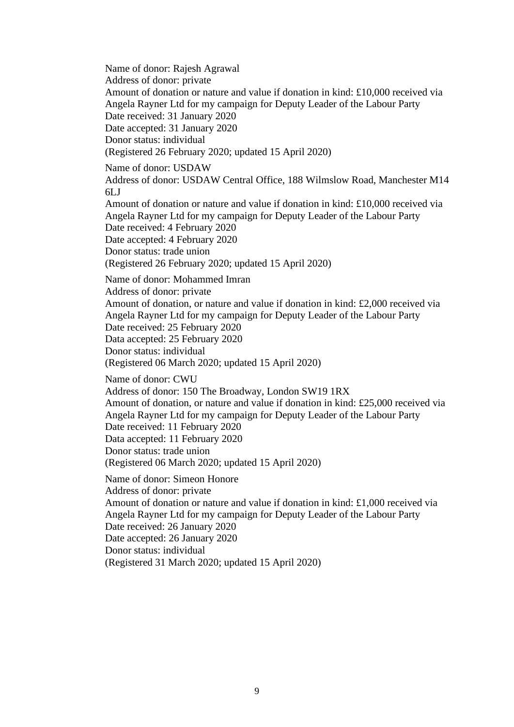Name of donor: Rajesh Agrawal
Address of donor: private
Amount of donation or nature and value if donation in kind: £10,000 received via Angela Rayner Ltd for my campaign for Deputy Leader of the Labour Party
Date received: 31 January 2020
Date accepted: 31 January 2020
Donor status: individual
(Registered 26 February 2020; updated 15 April 2020)

Name of donor: USDAW
Address of donor: USDAW Central Office, 188 Wilmslow Road, Manchester M14 6LJ
Amount of donation or nature and value if donation in kind: £10,000 received via Angela Rayner Ltd for my campaign for Deputy Leader of the Labour Party
Date received: 4 February 2020
Date accepted: 4 February 2020
Donor status: trade union
(Registered 26 February 2020; updated 15 April 2020)

Name of donor: Mohammed Imran
Address of donor: private
Amount of donation, or nature and value if donation in kind: £2,000 received via Angela Rayner Ltd for my campaign for Deputy Leader of the Labour Party
Date received: 25 February 2020
Data accepted: 25 February 2020
Donor status: individual
(Registered 06 March 2020; updated 15 April 2020)

Name of donor: CWU
Address of donor: 150 The Broadway, London SW19 1RX
Amount of donation, or nature and value if donation in kind: £25,000 received via Angela Rayner Ltd for my campaign for Deputy Leader of the Labour Party
Date received: 11 February 2020
Data accepted: 11 February 2020
Donor status: trade union
(Registered 06 March 2020; updated 15 April 2020)

Name of donor: Simeon Honore
Address of donor: private
Amount of donation or nature and value if donation in kind: £1,000 received via Angela Rayner Ltd for my campaign for Deputy Leader of the Labour Party
Date received: 26 January 2020
Date accepted: 26 January 2020
Donor status: individual
(Registered 31 March 2020; updated 15 April 2020)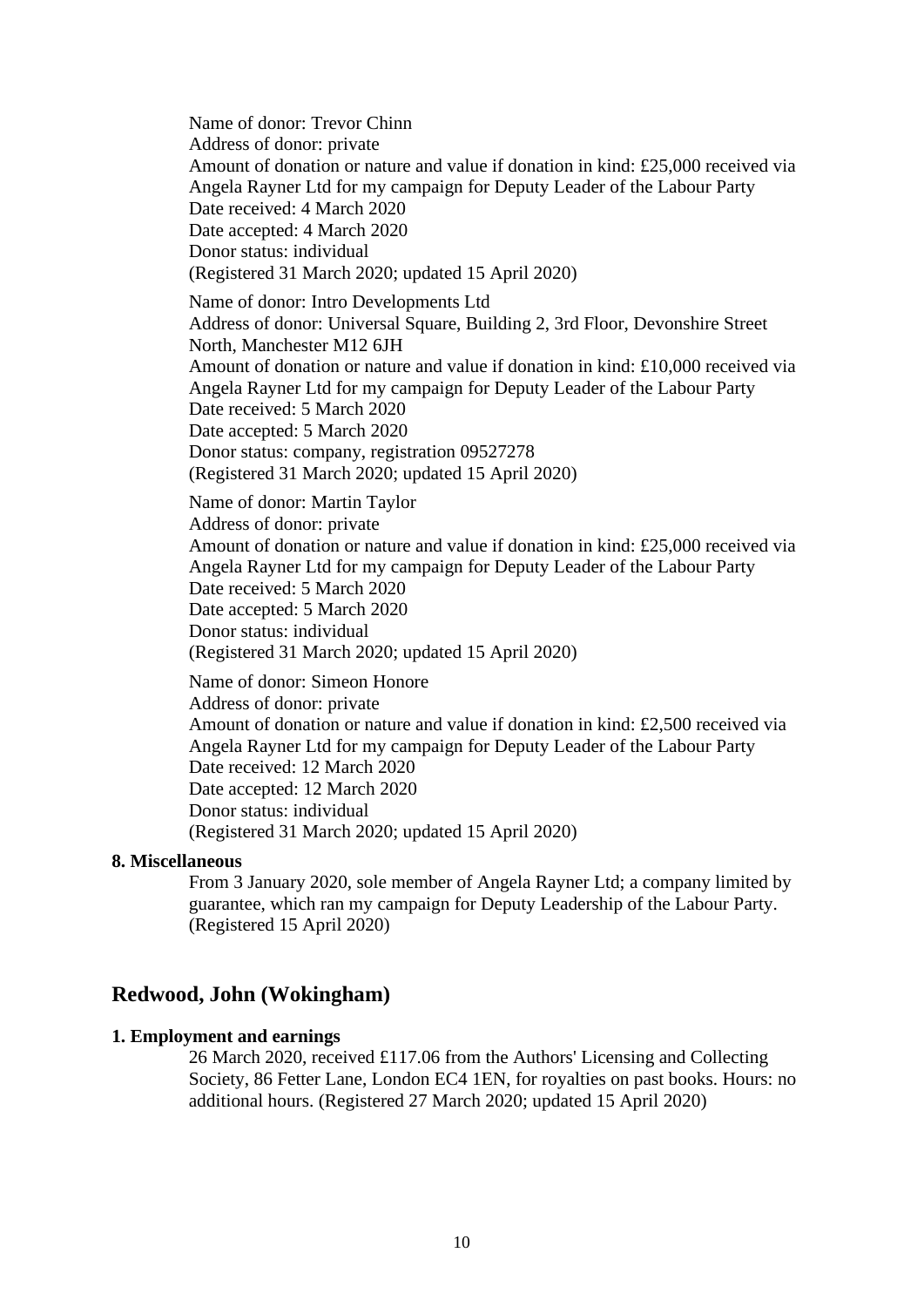Name of donor: Trevor Chinn
Address of donor: private
Amount of donation or nature and value if donation in kind: £25,000 received via Angela Rayner Ltd for my campaign for Deputy Leader of the Labour Party
Date received: 4 March 2020
Date accepted: 4 March 2020
Donor status: individual
(Registered 31 March 2020; updated 15 April 2020)

Name of donor: Intro Developments Ltd
Address of donor: Universal Square, Building 2, 3rd Floor, Devonshire Street North, Manchester M12 6JH
Amount of donation or nature and value if donation in kind: £10,000 received via Angela Rayner Ltd for my campaign for Deputy Leader of the Labour Party
Date received: 5 March 2020
Date accepted: 5 March 2020
Donor status: company, registration 09527278
(Registered 31 March 2020; updated 15 April 2020)

Name of donor: Martin Taylor
Address of donor: private
Amount of donation or nature and value if donation in kind: £25,000 received via Angela Rayner Ltd for my campaign for Deputy Leader of the Labour Party
Date received: 5 March 2020
Date accepted: 5 March 2020
Donor status: individual
(Registered 31 March 2020; updated 15 April 2020)

Name of donor: Simeon Honore
Address of donor: private
Amount of donation or nature and value if donation in kind: £2,500 received via Angela Rayner Ltd for my campaign for Deputy Leader of the Labour Party
Date received: 12 March 2020
Date accepted: 12 March 2020
Donor status: individual
(Registered 31 March 2020; updated 15 April 2020)

**8. Miscellaneous**

From 3 January 2020, sole member of Angela Rayner Ltd; a company limited by guarantee, which ran my campaign for Deputy Leadership of the Labour Party. (Registered 15 April 2020)

## Redwood, John (Wokingham)

**1. Employment and earnings**

26 March 2020, received £117.06 from the Authors' Licensing and Collecting Society, 86 Fetter Lane, London EC4 1EN, for royalties on past books. Hours: no additional hours. (Registered 27 March 2020; updated 15 April 2020)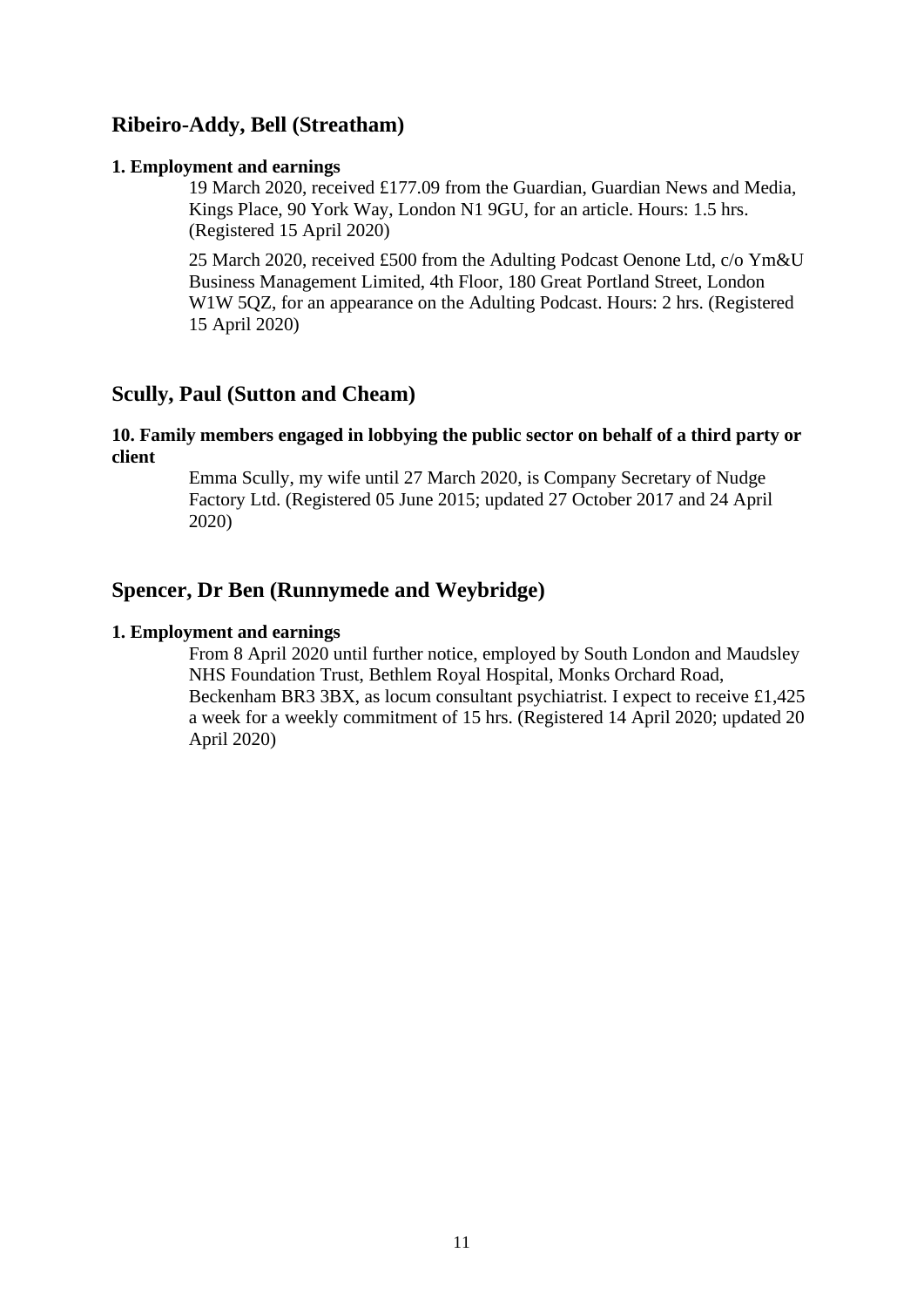## Ribeiro-Addy, Bell (Streatham)

**1. Employment and earnings**

19 March 2020, received £177.09 from the Guardian, Guardian News and Media, Kings Place, 90 York Way, London N1 9GU, for an article. Hours: 1.5 hrs. (Registered 15 April 2020)

25 March 2020, received £500 from the Adulting Podcast Oenone Ltd, c/o Ym&U Business Management Limited, 4th Floor, 180 Great Portland Street, London W1W 5QZ, for an appearance on the Adulting Podcast. Hours: 2 hrs. (Registered 15 April 2020)

## Scully, Paul (Sutton and Cheam)

**10. Family members engaged in lobbying the public sector on behalf of a third party or client**

Emma Scully, my wife until 27 March 2020, is Company Secretary of Nudge Factory Ltd. (Registered 05 June 2015; updated 27 October 2017 and 24 April 2020)

## Spencer, Dr Ben (Runnymede and Weybridge)

**1. Employment and earnings**

From 8 April 2020 until further notice, employed by South London and Maudsley NHS Foundation Trust, Bethlem Royal Hospital, Monks Orchard Road, Beckenham BR3 3BX, as locum consultant psychiatrist. I expect to receive £1,425 a week for a weekly commitment of 15 hrs. (Registered 14 April 2020; updated 20 April 2020)